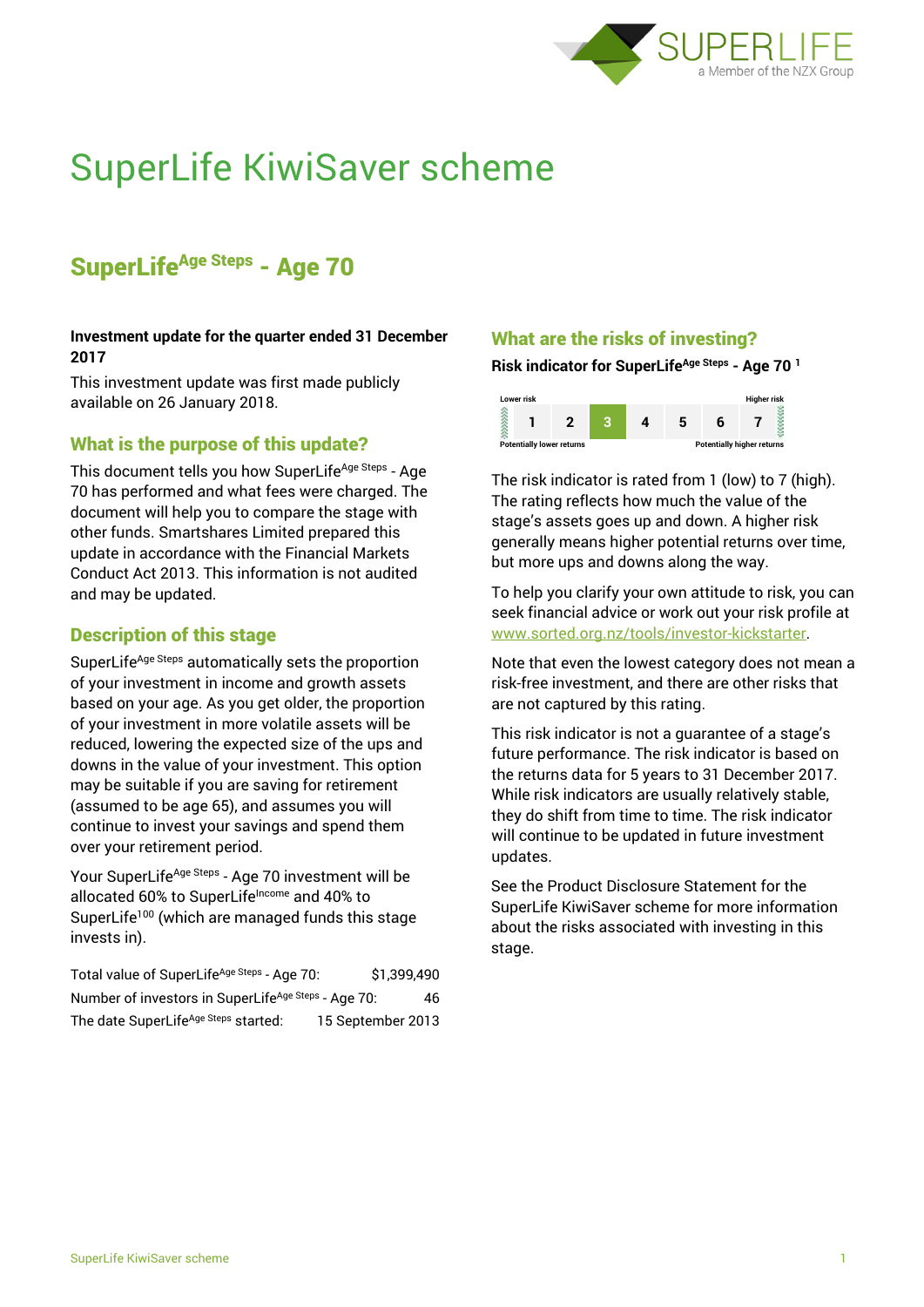# SuperLife KiwiSaver scheme

## SuperLife[Age Steps] - Age 70

**Investment update for the quarter ended 31 December 2017**

This investment update was first made publicly available on 26 January 2018.

### What is the purpose of this update?

This document tells you how SuperLife[Age Steps] - Age 70 has performed and what fees were charged. The document will help you to compare the stage with other funds. Smartshares Limited prepared this update in accordance with the Financial Markets Conduct Act 2013. This information is not audited and may be updated.

### Description of this stage

SuperLife[Age Steps] automatically sets the proportion of your investment in income and growth assets based on your age. As you get older, the proportion of your investment in more volatile assets will be reduced, lowering the expected size of the ups and downs in the value of your investment. This option may be suitable if you are saving for retirement (assumed to be age 65), and assumes you will continue to invest your savings and spend them over your retirement period.

Your SuperLife[Age Steps] - Age 70 investment will be allocated 60% to SuperLife[Income] and 40% to SuperLife[100] (which are managed funds this stage invests in).

| | |
|---|---|
| Total value of SuperLife[Age Steps] - Age 70: | $1,399,490 |
| Number of investors in SuperLife[Age Steps] - Age 70: | 46 |
| The date SuperLife[Age Steps] started: | 15 September 2013 |

### What are the risks of investing?

**Risk indicator for SuperLife[Age Steps] - Age 70 [1]**

| Lower risk | | | | | | Higher risk |
|---|---|---|---|---|---|---|
| 1 | 2 | **3** | 4 | 5 | 6 | 7 |
| Potentially lower returns | | | | | | Potentially higher returns |

The risk indicator is rated from 1 (low) to 7 (high). The rating reflects how much the value of the stage's assets goes up and down. A higher risk generally means higher potential returns over time, but more ups and downs along the way.

To help you clarify your own attitude to risk, you can seek financial advice or work out your risk profile at www.sorted.org.nz/tools/investor-kickstarter.

Note that even the lowest category does not mean a risk-free investment, and there are other risks that are not captured by this rating.

This risk indicator is not a guarantee of a stage's future performance. The risk indicator is based on the returns data for 5 years to 31 December 2017. While risk indicators are usually relatively stable, they do shift from time to time. The risk indicator will continue to be updated in future investment updates.

See the Product Disclosure Statement for the SuperLife KiwiSaver scheme for more information about the risks associated with investing in this stage.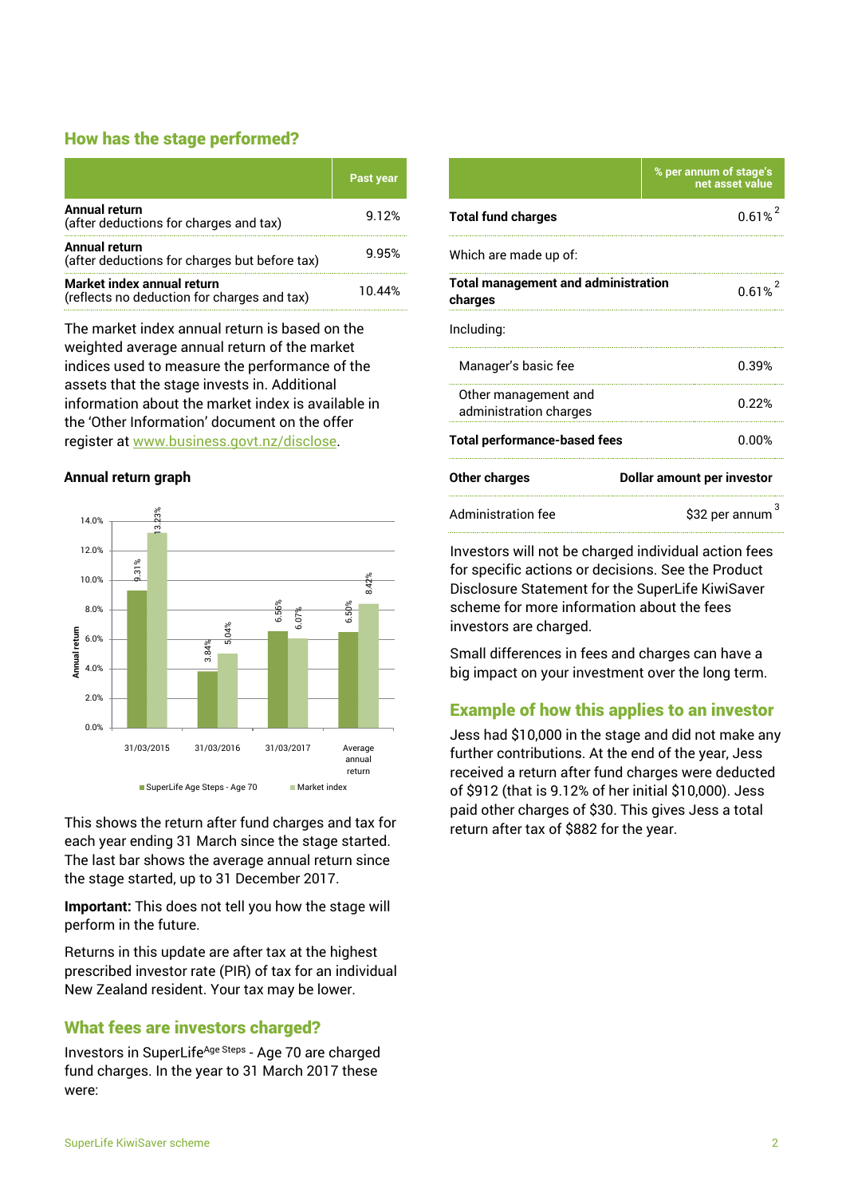## How has the stage performed?

| | Past year |
|---|---|
| **Annual return** (after deductions for charges and tax) | 9.12% |
| **Annual return** (after deductions for charges but before tax) | 9.95% |
| **Market index annual return** (reflects no deduction for charges and tax) | 10.44% |

The market index annual return is based on the weighted average annual return of the market indices used to measure the performance of the assets that the stage invests in. Additional information about the market index is available in the 'Other Information' document on the offer register at www.business.govt.nz/disclose.

### Annual return graph

| | SuperLife Age Steps - Age 70 | Market index |
|---|---|---|
| 31/03/2015 | 9.31% | 13.23% |
| 31/03/2016 | 3.84% | 5.04% |
| 31/03/2017 | 6.56% | 6.07% |
| Average annual return | 6.50% | 8.42% |

This shows the return after fund charges and tax for each year ending 31 March since the stage started. The last bar shows the average annual return since the stage started, up to 31 December 2017.

**Important:** This does not tell you how the stage will perform in the future.

Returns in this update are after tax at the highest prescribed investor rate (PIR) of tax for an individual New Zealand resident. Your tax may be lower.

## What fees are investors charged?

Investors in SuperLife[Age Steps] - Age 70 are charged fund charges. In the year to 31 March 2017 these were:

| | % per annum of stage's net asset value |
|---|---|
| **Total fund charges** | 0.61% [2] |
| Which are made up of: | |
| **Total management and administration charges** | 0.61% [2] |
| Including: | |
| Manager's basic fee | 0.39% |
| Other management and administration charges | 0.22% |
| **Total performance-based fees** | 0.00% |
| **Other charges** | **Dollar amount per investor** |
| Administration fee | $32 per annum [3] |

Investors will not be charged individual action fees for specific actions or decisions. See the Product Disclosure Statement for the SuperLife KiwiSaver scheme for more information about the fees investors are charged.

Small differences in fees and charges can have a big impact on your investment over the long term.

## Example of how this applies to an investor

Jess had $10,000 in the stage and did not make any further contributions. At the end of the year, Jess received a return after fund charges were deducted of $912 (that is 9.12% of her initial $10,000). Jess paid other charges of $30. This gives Jess a total return after tax of $882 for the year.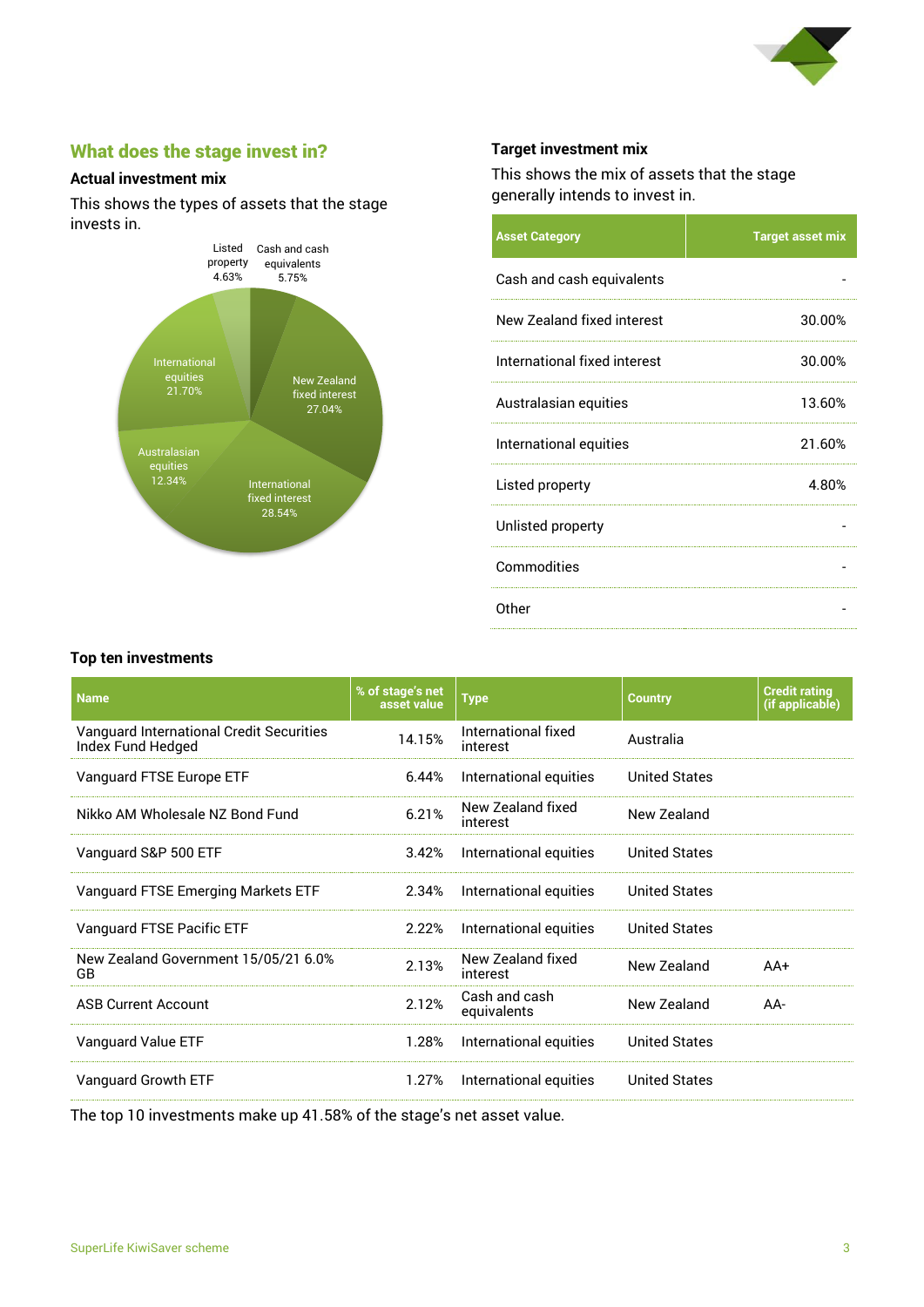## What does the stage invest in?

### Actual investment mix

This shows the types of assets that the stage invests in.

Listed property 4.63%
Cash and cash equivalents 5.75%
New Zealand fixed interest 27.04%
International fixed interest 28.54%
Australasian equities 12.34%
International equities 21.70%

### Target investment mix

This shows the mix of assets that the stage generally intends to invest in.

| Asset Category | Target asset mix |
|---|---|
| Cash and cash equivalents | - |
| New Zealand fixed interest | 30.00% |
| International fixed interest | 30.00% |
| Australasian equities | 13.60% |
| International equities | 21.60% |
| Listed property | 4.80% |
| Unlisted property | - |
| Commodities | - |
| Other | - |

### Top ten investments

| Name | % of stage's net asset value | Type | Country | Credit rating (if applicable) |
|---|---|---|---|---|
| Vanguard International Credit Securities Index Fund Hedged | 14.15% | International fixed interest | Australia | |
| Vanguard FTSE Europe ETF | 6.44% | International equities | United States | |
| Nikko AM Wholesale NZ Bond Fund | 6.21% | New Zealand fixed interest | New Zealand | |
| Vanguard S&P 500 ETF | 3.42% | International equities | United States | |
| Vanguard FTSE Emerging Markets ETF | 2.34% | International equities | United States | |
| Vanguard FTSE Pacific ETF | 2.22% | International equities | United States | |
| New Zealand Government 15/05/21 6.0% GB | 2.13% | New Zealand fixed interest | New Zealand | AA+ |
| ASB Current Account | 2.12% | Cash and cash equivalents | New Zealand | AA- |
| Vanguard Value ETF | 1.28% | International equities | United States | |
| Vanguard Growth ETF | 1.27% | International equities | United States | |

The top 10 investments make up 41.58% of the stage's net asset value.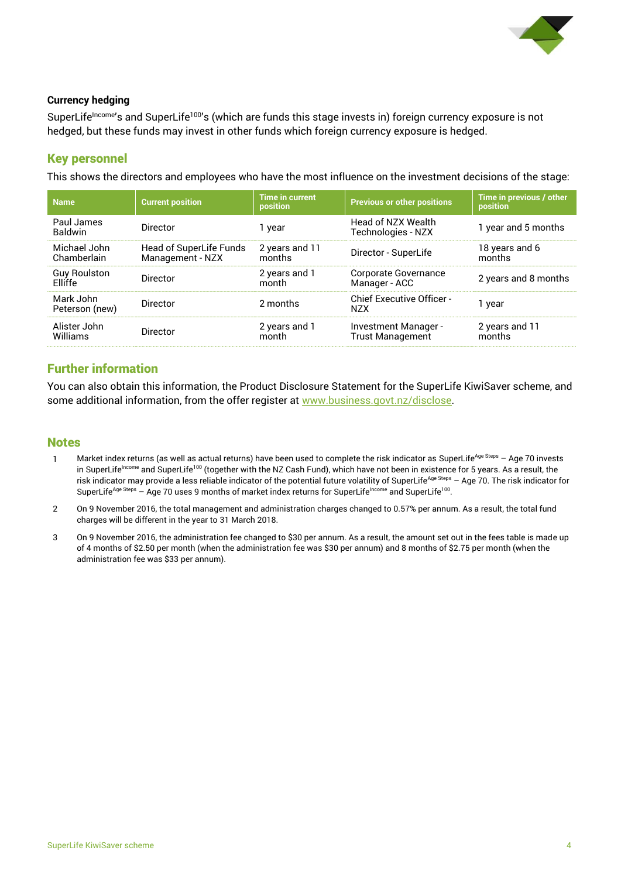**Currency hedging**

SuperLife[Income]'s and SuperLife[100]'s (which are funds this stage invests in) foreign currency exposure is not hedged, but these funds may invest in other funds which foreign currency exposure is hedged.

## Key personnel

This shows the directors and employees who have the most influence on the investment decisions of the stage:

| Name | Current position | Time in current position | Previous or other positions | Time in previous / other position |
|---|---|---|---|---|
| Paul James Baldwin | Director | 1 year | Head of NZX Wealth Technologies - NZX | 1 year and 5 months |
| Michael John Chamberlain | Head of SuperLife Funds Management - NZX | 2 years and 11 months | Director - SuperLife | 18 years and 6 months |
| Guy Roulston Elliffe | Director | 2 years and 1 month | Corporate Governance Manager - ACC | 2 years and 8 months |
| Mark John Peterson (new) | Director | 2 months | Chief Executive Officer - NZX | 1 year |
| Alister John Williams | Director | 2 years and 1 month | Investment Manager - Trust Management | 2 years and 11 months |

## Further information

You can also obtain this information, the Product Disclosure Statement for the SuperLife KiwiSaver scheme, and some additional information, from the offer register at www.business.govt.nz/disclose.

## Notes

1. Market index returns (as well as actual returns) have been used to complete the risk indicator as SuperLife[Age Steps] – Age 70 invests in SuperLife[Income] and SuperLife[100] (together with the NZ Cash Fund), which have not been in existence for 5 years. As a result, the risk indicator may provide a less reliable indicator of the potential future volatility of SuperLife[Age Steps] – Age 70. The risk indicator for SuperLife[Age Steps] – Age 70 uses 9 months of market index returns for SuperLife[Income] and SuperLife[100].
2. On 9 November 2016, the total management and administration charges changed to 0.57% per annum. As a result, the total fund charges will be different in the year to 31 March 2018.
3. On 9 November 2016, the administration fee changed to $30 per annum. As a result, the amount set out in the fees table is made up of 4 months of $2.50 per month (when the administration fee was $30 per annum) and 8 months of $2.75 per month (when the administration fee was $33 per annum).